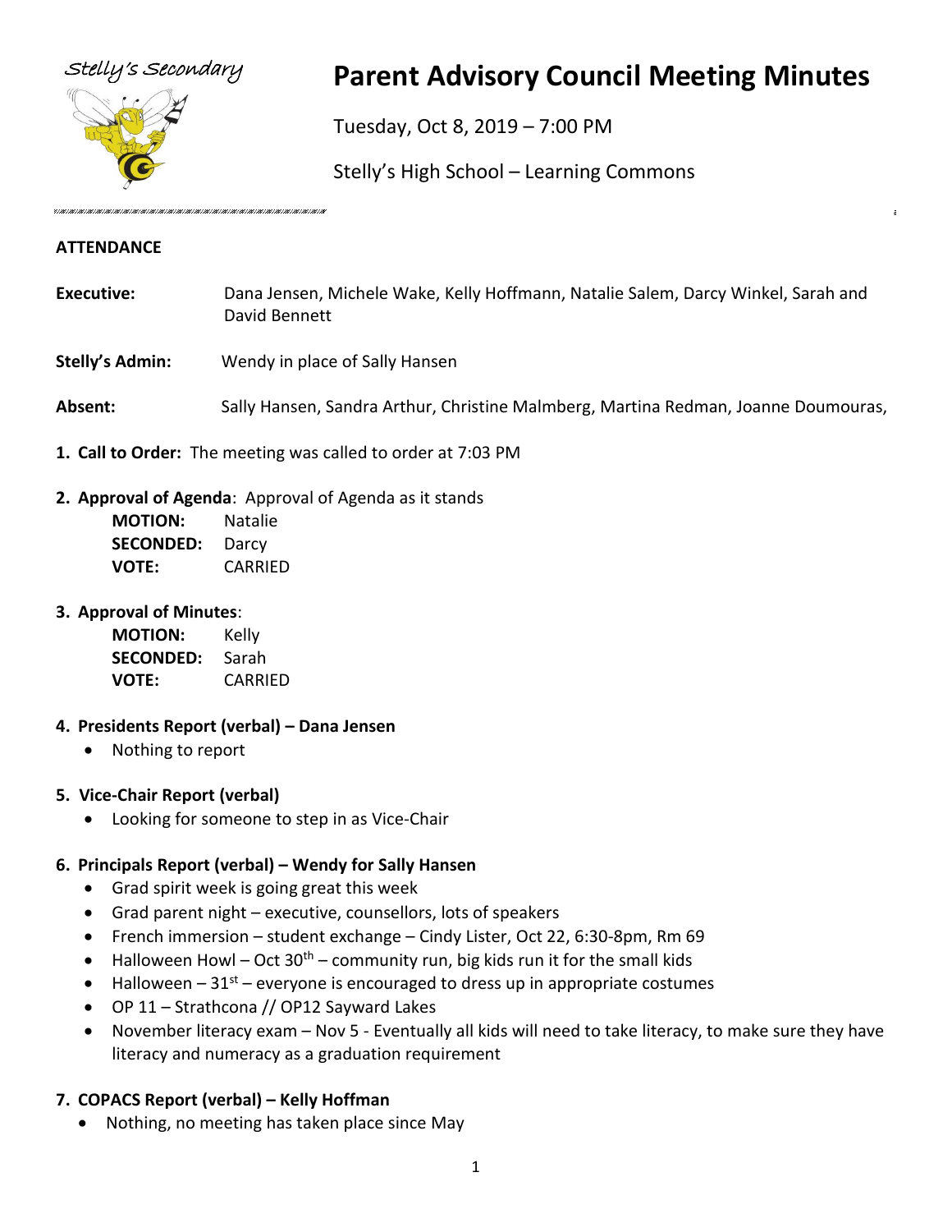Stelly's Secondary

# Parent Advisory Council Meeting Minutes

Tuesday, Oct 8, 2019 – 7:00 PM

Stelly's High School – Learning Commons

## ATTENDANCE

**Executive:** Dana Jensen, Michele Wake, Kelly Hoffmann, Natalie Salem, Darcy Winkel, Sarah and David Bennett

**Stelly's Admin:** Wendy in place of Sally Hansen

**Absent:** Sally Hansen, Sandra Arthur, Christine Malmberg, Martina Redman, Joanne Doumouras,

1. **Call to Order:** The meeting was called to order at 7:03 PM

2. **Approval of Agenda**: Approval of Agenda as it stands

   **MOTION:** Natalie
   **SECONDED:** Darcy
   **VOTE:** CARRIED

3. **Approval of Minutes**:

   **MOTION:** Kelly
   **SECONDED:** Sarah
   **VOTE:** CARRIED

4. **Presidents Report (verbal) – Dana Jensen**
   - Nothing to report

5. **Vice-Chair Report (verbal)**
   - Looking for someone to step in as Vice-Chair

6. **Principals Report (verbal) – Wendy for Sally Hansen**
   - Grad spirit week is going great this week
   - Grad parent night – executive, counsellors, lots of speakers
   - French immersion – student exchange – Cindy Lister, Oct 22, 6:30-8pm, Rm 69
   - Halloween Howl – Oct 30th – community run, big kids run it for the small kids
   - Halloween – 31st – everyone is encouraged to dress up in appropriate costumes
   - OP 11 – Strathcona // OP12 Sayward Lakes
   - November literacy exam – Nov 5 - Eventually all kids will need to take literacy, to make sure they have literacy and numeracy as a graduation requirement

7. **COPACS Report (verbal) – Kelly Hoffman**
   - Nothing, no meeting has taken place since May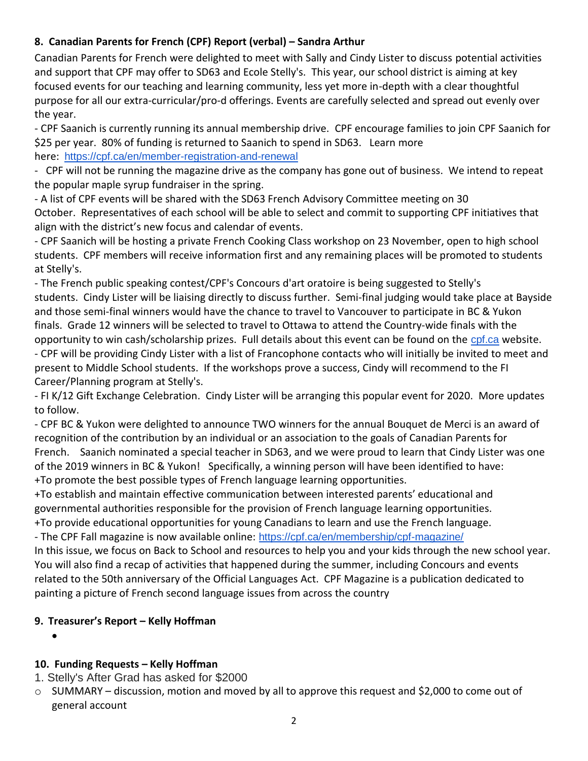### 8. Canadian Parents for French (CPF) Report (verbal) – Sandra Arthur

Canadian Parents for French were delighted to meet with Sally and Cindy Lister to discuss potential activities and support that CPF may offer to SD63 and Ecole Stelly's. This year, our school district is aiming at key focused events for our teaching and learning community, less yet more in-depth with a clear thoughtful purpose for all our extra-curricular/pro-d offerings. Events are carefully selected and spread out evenly over the year.

- CPF Saanich is currently running its annual membership drive. CPF encourage families to join CPF Saanich for $25 per year. 80% of funding is returned to Saanich to spend in SD63. Learn more here: https://cpf.ca/en/member-registration-and-renewal
- CPF will not be running the magazine drive as the company has gone out of business. We intend to repeat the popular maple syrup fundraiser in the spring.
- A list of CPF events will be shared with the SD63 French Advisory Committee meeting on 30 October. Representatives of each school will be able to select and commit to supporting CPF initiatives that align with the district's new focus and calendar of events.
- CPF Saanich will be hosting a private French Cooking Class workshop on 23 November, open to high school students. CPF members will receive information first and any remaining places will be promoted to students at Stelly's.
- The French public speaking contest/CPF's Concours d'art oratoire is being suggested to Stelly's students. Cindy Lister will be liaising directly to discuss further. Semi-final judging would take place at Bayside and those semi-final winners would have the chance to travel to Vancouver to participate in BC & Yukon finals. Grade 12 winners will be selected to travel to Ottawa to attend the Country-wide finals with the opportunity to win cash/scholarship prizes. Full details about this event can be found on the cpf.ca website.
- CPF will be providing Cindy Lister with a list of Francophone contacts who will initially be invited to meet and present to Middle School students. If the workshops prove a success, Cindy will recommend to the FI Career/Planning program at Stelly's.
- FI K/12 Gift Exchange Celebration. Cindy Lister will be arranging this popular event for 2020. More updates to follow.
- CPF BC & Yukon were delighted to announce TWO winners for the annual Bouquet de Merci is an award of recognition of the contribution by an individual or an association to the goals of Canadian Parents for French. Saanich nominated a special teacher in SD63, and we were proud to learn that Cindy Lister was one of the 2019 winners in BC & Yukon! Specifically, a winning person will have been identified to have:

+To promote the best possible types of French language learning opportunities.

+To establish and maintain effective communication between interested parents' educational and governmental authorities responsible for the provision of French language learning opportunities.

+To provide educational opportunities for young Canadians to learn and use the French language.

- The CPF Fall magazine is now available online: https://cpf.ca/en/membership/cpf-magazine/

In this issue, we focus on Back to School and resources to help you and your kids through the new school year. You will also find a recap of activities that happened during the summer, including Concours and events related to the 50th anniversary of the Official Languages Act. CPF Magazine is a publication dedicated to painting a picture of French second language issues from across the country

### 9. Treasurer's Report – Kelly Hoffman

- 

### 10. Funding Requests – Kelly Hoffman

1. Stelly's After Grad has asked for $2000
   - SUMMARY – discussion, motion and moved by all to approve this request and $2,000 to come out of general account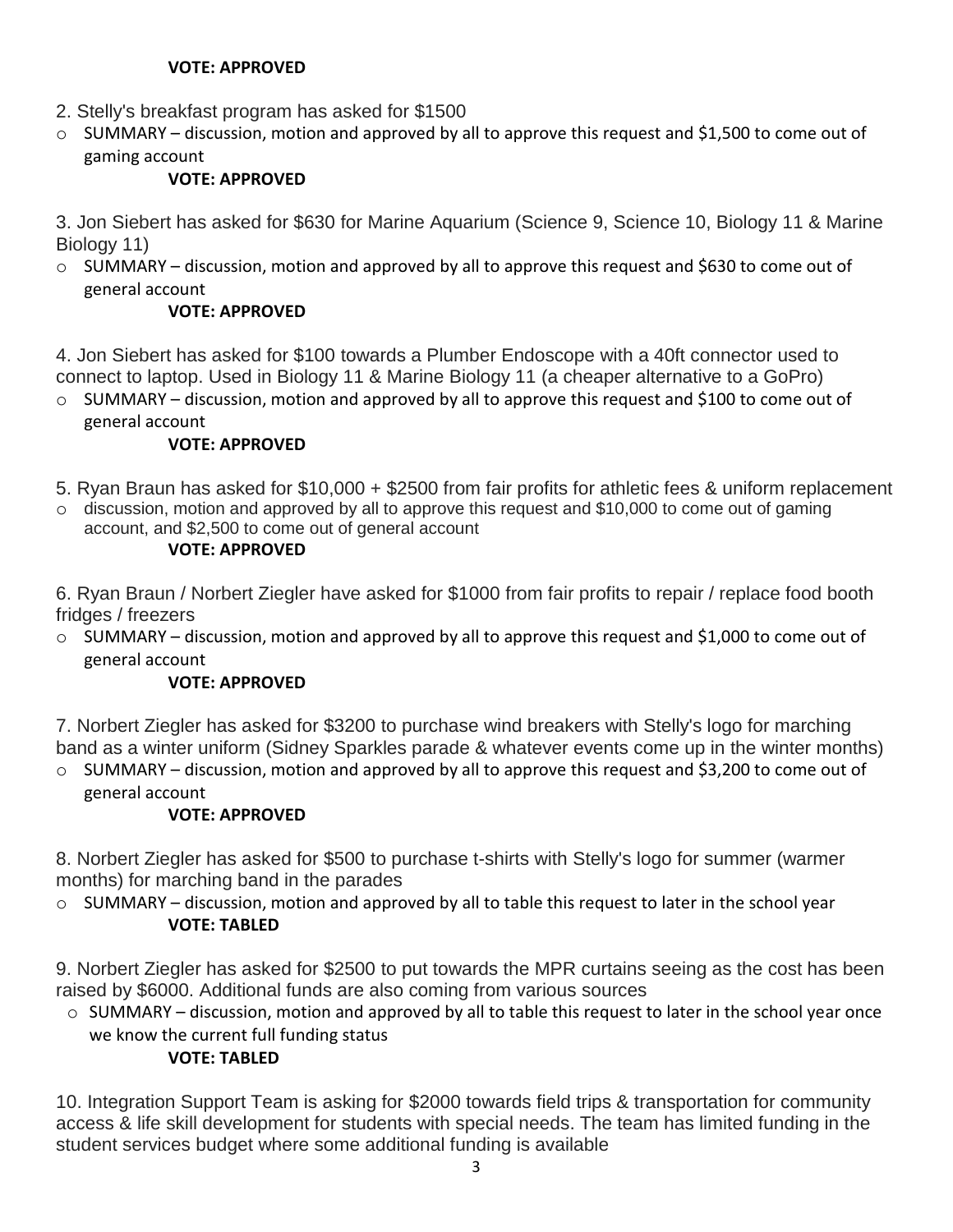**VOTE: APPROVED**

2. Stelly's breakfast program has asked for $1500

- SUMMARY – discussion, motion and approved by all to approve this request and $1,500 to come out of gaming account

  **VOTE: APPROVED**

3. Jon Siebert has asked for $630 for Marine Aquarium (Science 9, Science 10, Biology 11 & Marine Biology 11)

- SUMMARY – discussion, motion and approved by all to approve this request and $630 to come out of general account

  **VOTE: APPROVED**

4. Jon Siebert has asked for $100 towards a Plumber Endoscope with a 40ft connector used to connect to laptop. Used in Biology 11 & Marine Biology 11 (a cheaper alternative to a GoPro)

- SUMMARY – discussion, motion and approved by all to approve this request and $100 to come out of general account

  **VOTE: APPROVED**

5. Ryan Braun has asked for $10,000 + $2500 from fair profits for athletic fees & uniform replacement

- discussion, motion and approved by all to approve this request and $10,000 to come out of gaming account, and $2,500 to come out of general account

  **VOTE: APPROVED**

6. Ryan Braun / Norbert Ziegler have asked for $1000 from fair profits to repair / replace food booth fridges / freezers

- SUMMARY – discussion, motion and approved by all to approve this request and $1,000 to come out of general account

  **VOTE: APPROVED**

7. Norbert Ziegler has asked for $3200 to purchase wind breakers with Stelly's logo for marching band as a winter uniform (Sidney Sparkles parade & whatever events come up in the winter months)

- SUMMARY – discussion, motion and approved by all to approve this request and $3,200 to come out of general account

  **VOTE: APPROVED**

8. Norbert Ziegler has asked for $500 to purchase t-shirts with Stelly's logo for summer (warmer months) for marching band in the parades

- SUMMARY – discussion, motion and approved by all to table this request to later in the school year

  **VOTE: TABLED**

9. Norbert Ziegler has asked for $2500 to put towards the MPR curtains seeing as the cost has been raised by $6000. Additional funds are also coming from various sources

- SUMMARY – discussion, motion and approved by all to table this request to later in the school year once we know the current full funding status

  **VOTE: TABLED**

10. Integration Support Team is asking for $2000 towards field trips & transportation for community access & life skill development for students with special needs. The team has limited funding in the student services budget where some additional funding is available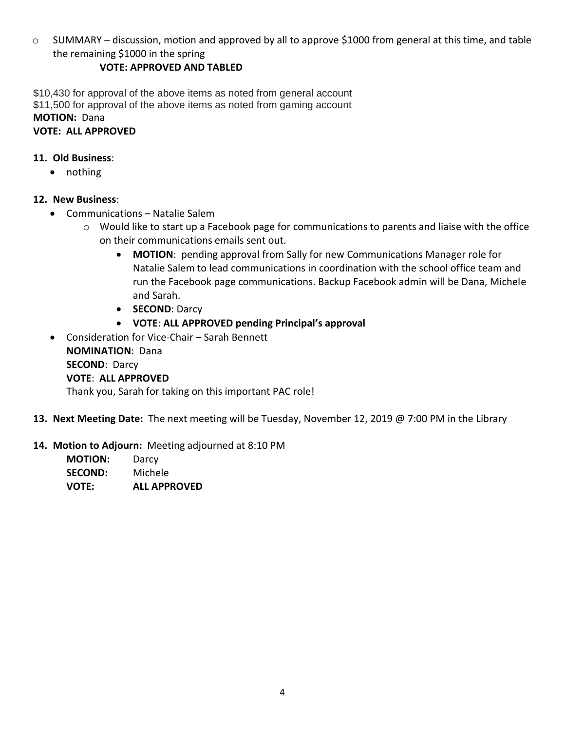- SUMMARY – discussion, motion and approved by all to approve $1000 from general at this time, and table the remaining $1000 in the spring

  **VOTE: APPROVED AND TABLED**

$10,430 for approval of the above items as noted from general account
$11,500 for approval of the above items as noted from gaming account
**MOTION:** Dana
**VOTE: ALL APPROVED**

**11. Old Business**:

- nothing

**12. New Business**:

- Communications – Natalie Salem
  - Would like to start up a Facebook page for communications to parents and liaise with the office on their communications emails sent out.
    - **MOTION**: pending approval from Sally for new Communications Manager role for Natalie Salem to lead communications in coordination with the school office team and run the Facebook page communications. Backup Facebook admin will be Dana, Michele and Sarah.
    - **SECOND**: Darcy
    - **VOTE**: **ALL APPROVED pending Principal's approval**
- Consideration for Vice-Chair – Sarah Bennett
  **NOMINATION**: Dana
  **SECOND**: Darcy
  **VOTE**: **ALL APPROVED**
  Thank you, Sarah for taking on this important PAC role!

**13. Next Meeting Date:** The next meeting will be Tuesday, November 12, 2019 @ 7:00 PM in the Library

**14. Motion to Adjourn:** Meeting adjourned at 8:10 PM

**MOTION:** Darcy
**SECOND:** Michele
**VOTE:** **ALL APPROVED**